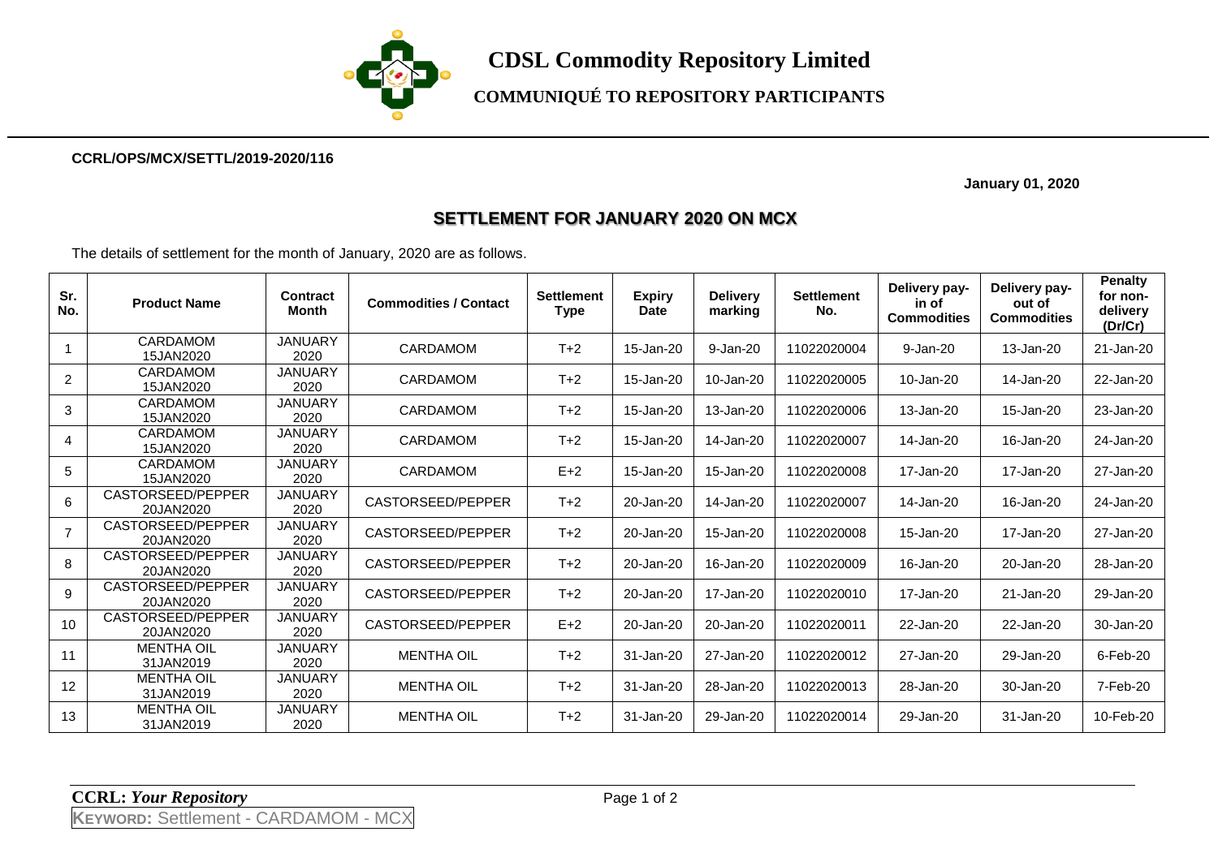# CDSL Commodity Repository Limited

## COMMUNIQUÉ TO REPOSITORY PARTICIPANTS

**CCRL/OPS/MCX/SETTL/2019-2020/116**

**January 01, 2020**

## SETTLEMENT FOR JANUARY 2020 ON MCX

The details of settlement for the month of January, 2020 are as follows.

| Sr. No. | Product Name | Contract Month | Commodities / Contact | Settlement Type | Expiry Date | Delivery marking | Settlement No. | Delivery pay-in of Commodities | Delivery pay-out of Commodities | Penalty for non-delivery (Dr/Cr) |
|---|---|---|---|---|---|---|---|---|---|---|
| 1 | CARDAMOM 15JAN2020 | JANUARY 2020 | CARDAMOM | T+2 | 15-Jan-20 | 9-Jan-20 | 11022020004 | 9-Jan-20 | 13-Jan-20 | 21-Jan-20 |
| 2 | CARDAMOM 15JAN2020 | JANUARY 2020 | CARDAMOM | T+2 | 15-Jan-20 | 10-Jan-20 | 11022020005 | 10-Jan-20 | 14-Jan-20 | 22-Jan-20 |
| 3 | CARDAMOM 15JAN2020 | JANUARY 2020 | CARDAMOM | T+2 | 15-Jan-20 | 13-Jan-20 | 11022020006 | 13-Jan-20 | 15-Jan-20 | 23-Jan-20 |
| 4 | CARDAMOM 15JAN2020 | JANUARY 2020 | CARDAMOM | T+2 | 15-Jan-20 | 14-Jan-20 | 11022020007 | 14-Jan-20 | 16-Jan-20 | 24-Jan-20 |
| 5 | CARDAMOM 15JAN2020 | JANUARY 2020 | CARDAMOM | E+2 | 15-Jan-20 | 15-Jan-20 | 11022020008 | 17-Jan-20 | 17-Jan-20 | 27-Jan-20 |
| 6 | CASTORSEED/PEPPER 20JAN2020 | JANUARY 2020 | CASTORSEED/PEPPER | T+2 | 20-Jan-20 | 14-Jan-20 | 11022020007 | 14-Jan-20 | 16-Jan-20 | 24-Jan-20 |
| 7 | CASTORSEED/PEPPER 20JAN2020 | JANUARY 2020 | CASTORSEED/PEPPER | T+2 | 20-Jan-20 | 15-Jan-20 | 11022020008 | 15-Jan-20 | 17-Jan-20 | 27-Jan-20 |
| 8 | CASTORSEED/PEPPER 20JAN2020 | JANUARY 2020 | CASTORSEED/PEPPER | T+2 | 20-Jan-20 | 16-Jan-20 | 11022020009 | 16-Jan-20 | 20-Jan-20 | 28-Jan-20 |
| 9 | CASTORSEED/PEPPER 20JAN2020 | JANUARY 2020 | CASTORSEED/PEPPER | T+2 | 20-Jan-20 | 17-Jan-20 | 11022020010 | 17-Jan-20 | 21-Jan-20 | 29-Jan-20 |
| 10 | CASTORSEED/PEPPER 20JAN2020 | JANUARY 2020 | CASTORSEED/PEPPER | E+2 | 20-Jan-20 | 20-Jan-20 | 11022020011 | 22-Jan-20 | 22-Jan-20 | 30-Jan-20 |
| 11 | MENTHA OIL 31JAN2019 | JANUARY 2020 | MENTHA OIL | T+2 | 31-Jan-20 | 27-Jan-20 | 11022020012 | 27-Jan-20 | 29-Jan-20 | 6-Feb-20 |
| 12 | MENTHA OIL 31JAN2019 | JANUARY 2020 | MENTHA OIL | T+2 | 31-Jan-20 | 28-Jan-20 | 11022020013 | 28-Jan-20 | 30-Jan-20 | 7-Feb-20 |
| 13 | MENTHA OIL 31JAN2019 | JANUARY 2020 | MENTHA OIL | T+2 | 31-Jan-20 | 29-Jan-20 | 11022020014 | 29-Jan-20 | 31-Jan-20 | 10-Feb-20 |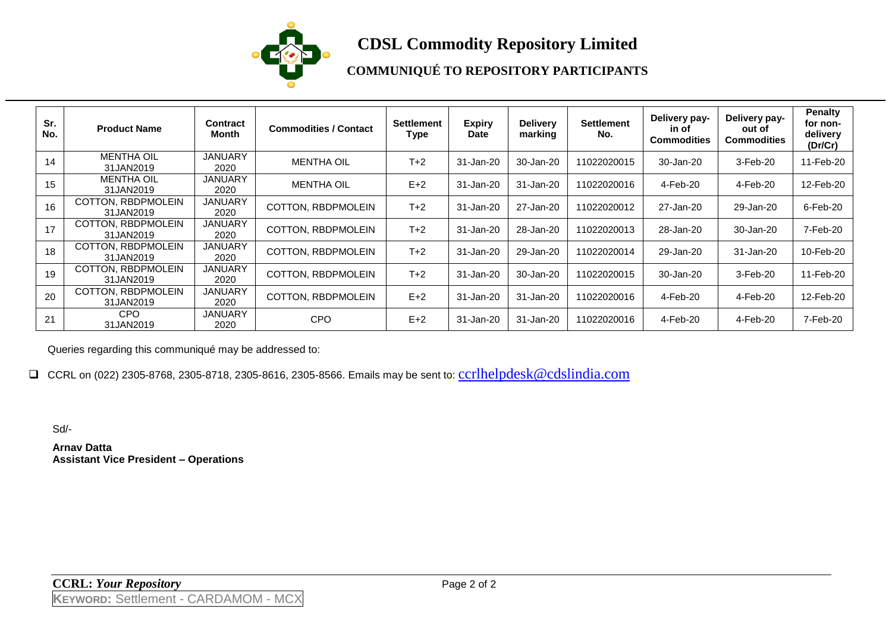# CDSL Commodity Repository Limited

## COMMUNIQUÉ TO REPOSITORY PARTICIPANTS

| Sr. No. | Product Name | Contract Month | Commodities / Contact | Settlement Type | Expiry Date | Delivery marking | Settlement No. | Delivery pay-in of Commodities | Delivery pay-out of Commodities | Penalty for non-delivery (Dr/Cr) |
|---|---|---|---|---|---|---|---|---|---|---|
| 14 | MENTHA OIL 31JAN2019 | JANUARY 2020 | MENTHA OIL | T+2 | 31-Jan-20 | 30-Jan-20 | 11022020015 | 30-Jan-20 | 3-Feb-20 | 11-Feb-20 |
| 15 | MENTHA OIL 31JAN2019 | JANUARY 2020 | MENTHA OIL | E+2 | 31-Jan-20 | 31-Jan-20 | 11022020016 | 4-Feb-20 | 4-Feb-20 | 12-Feb-20 |
| 16 | COTTON, RBDPMOLEIN 31JAN2019 | JANUARY 2020 | COTTON, RBDPMOLEIN | T+2 | 31-Jan-20 | 27-Jan-20 | 11022020012 | 27-Jan-20 | 29-Jan-20 | 6-Feb-20 |
| 17 | COTTON, RBDPMOLEIN 31JAN2019 | JANUARY 2020 | COTTON, RBDPMOLEIN | T+2 | 31-Jan-20 | 28-Jan-20 | 11022020013 | 28-Jan-20 | 30-Jan-20 | 7-Feb-20 |
| 18 | COTTON, RBDPMOLEIN 31JAN2019 | JANUARY 2020 | COTTON, RBDPMOLEIN | T+2 | 31-Jan-20 | 29-Jan-20 | 11022020014 | 29-Jan-20 | 31-Jan-20 | 10-Feb-20 |
| 19 | COTTON, RBDPMOLEIN 31JAN2019 | JANUARY 2020 | COTTON, RBDPMOLEIN | T+2 | 31-Jan-20 | 30-Jan-20 | 11022020015 | 30-Jan-20 | 3-Feb-20 | 11-Feb-20 |
| 20 | COTTON, RBDPMOLEIN 31JAN2019 | JANUARY 2020 | COTTON, RBDPMOLEIN | E+2 | 31-Jan-20 | 31-Jan-20 | 11022020016 | 4-Feb-20 | 4-Feb-20 | 12-Feb-20 |
| 21 | CPO 31JAN2019 | JANUARY 2020 | CPO | E+2 | 31-Jan-20 | 31-Jan-20 | 11022020016 | 4-Feb-20 | 4-Feb-20 | 7-Feb-20 |

Queries regarding this communiqué may be addressed to:

- CCRL on (022) 2305-8768, 2305-8718, 2305-8616, 2305-8566. Emails may be sent to: ccrlhelpdesk@cdslindia.com

Sd/-

**Arnav Datta**
**Assistant Vice President – Operations**

**CCRL:** ***Your Repository***

**KEYWORD:** Settlement - CARDAMOM - MCX